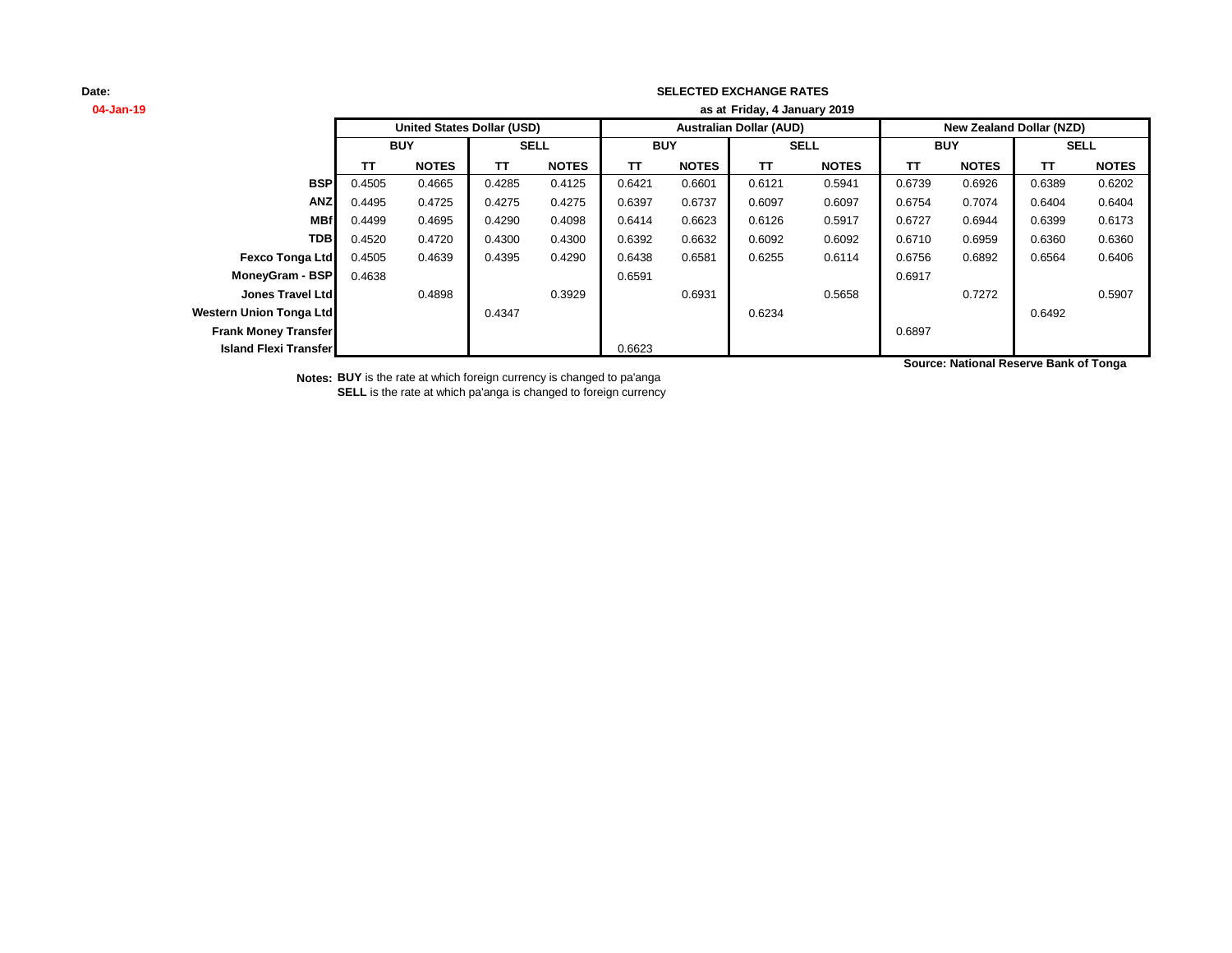**Date:**
04-Jan-19

# SELECTED EXCHANGE RATES

**as at Friday, 4 January 2019**

| | United States Dollar (USD) | | | | Australian Dollar (AUD) | | | | New Zealand Dollar (NZD) | | | |
|---|---|---|---|---|---|---|---|---|---|---|---|---|
| | BUY | | SELL | | BUY | | SELL | | BUY | | SELL | |
| | TT | NOTES | TT | NOTES | TT | NOTES | TT | NOTES | TT | NOTES | TT | NOTES |
| **BSP** | 0.4505 | 0.4665 | 0.4285 | 0.4125 | 0.6421 | 0.6601 | 0.6121 | 0.5941 | 0.6739 | 0.6926 | 0.6389 | 0.6202 |
| **ANZ** | 0.4495 | 0.4725 | 0.4275 | 0.4275 | 0.6397 | 0.6737 | 0.6097 | 0.6097 | 0.6754 | 0.7074 | 0.6404 | 0.6404 |
| **MBf** | 0.4499 | 0.4695 | 0.4290 | 0.4098 | 0.6414 | 0.6623 | 0.6126 | 0.5917 | 0.6727 | 0.6944 | 0.6399 | 0.6173 |
| **TDB** | 0.4520 | 0.4720 | 0.4300 | 0.4300 | 0.6392 | 0.6632 | 0.6092 | 0.6092 | 0.6710 | 0.6959 | 0.6360 | 0.6360 |
| **Fexco Tonga Ltd** | 0.4505 | 0.4639 | 0.4395 | 0.4290 | 0.6438 | 0.6581 | 0.6255 | 0.6114 | 0.6756 | 0.6892 | 0.6564 | 0.6406 |
| **MoneyGram - BSP** | 0.4638 | | | | 0.6591 | | | | 0.6917 | | | |
| **Jones Travel Ltd** | | 0.4898 | | 0.3929 | | 0.6931 | | 0.5658 | | 0.7272 | | 0.5907 |
| **Western Union Tonga Ltd** | | | 0.4347 | | | | 0.6234 | | | | 0.6492 | |
| **Frank Money Transfer** | | | | | | | | | 0.6897 | | | |
| **Island Flexi Transfer** | | | | | 0.6623 | | | | | | | |

**Source: National Reserve Bank of Tonga**

**Notes:** **BUY** is the rate at which foreign currency is changed to pa'anga
**SELL** is the rate at which pa'anga is changed to foreign currency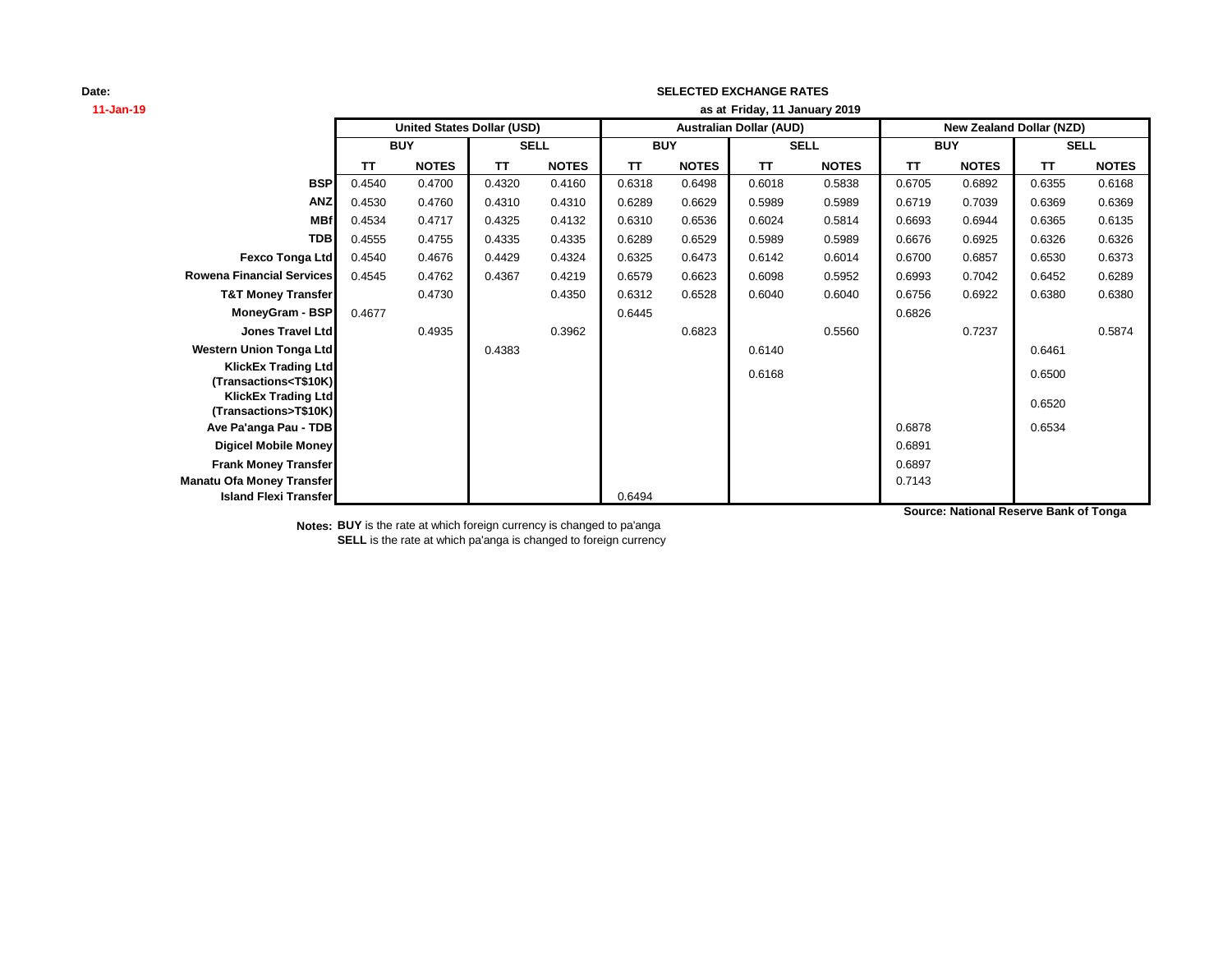**Date:**
**11-Jan-19**

## SELECTED EXCHANGE RATES

**as at Friday, 11 January 2019**

| | United States Dollar (USD) | | | | Australian Dollar (AUD) | | | | New Zealand Dollar (NZD) | | | |
|---|---|---|---|---|---|---|---|---|---|---|---|---|
| | BUY | | SELL | | BUY | | SELL | | BUY | | SELL | |
| | TT | NOTES | TT | NOTES | TT | NOTES | TT | NOTES | TT | NOTES | TT | NOTES |
| **BSP** | 0.4540 | 0.4700 | 0.4320 | 0.4160 | 0.6318 | 0.6498 | 0.6018 | 0.5838 | 0.6705 | 0.6892 | 0.6355 | 0.6168 |
| **ANZ** | 0.4530 | 0.4760 | 0.4310 | 0.4310 | 0.6289 | 0.6629 | 0.5989 | 0.5989 | 0.6719 | 0.7039 | 0.6369 | 0.6369 |
| **MBf** | 0.4534 | 0.4717 | 0.4325 | 0.4132 | 0.6310 | 0.6536 | 0.6024 | 0.5814 | 0.6693 | 0.6944 | 0.6365 | 0.6135 |
| **TDB** | 0.4555 | 0.4755 | 0.4335 | 0.4335 | 0.6289 | 0.6529 | 0.5989 | 0.5989 | 0.6676 | 0.6925 | 0.6326 | 0.6326 |
| **Fexco Tonga Ltd** | 0.4540 | 0.4676 | 0.4429 | 0.4324 | 0.6325 | 0.6473 | 0.6142 | 0.6014 | 0.6700 | 0.6857 | 0.6530 | 0.6373 |
| **Rowena Financial Services** | 0.4545 | 0.4762 | 0.4367 | 0.4219 | 0.6579 | 0.6623 | 0.6098 | 0.5952 | 0.6993 | 0.7042 | 0.6452 | 0.6289 |
| **T&T Money Transfer** | | 0.4730 | | 0.4350 | 0.6312 | 0.6528 | 0.6040 | 0.6040 | 0.6756 | 0.6922 | 0.6380 | 0.6380 |
| **MoneyGram - BSP** | 0.4677 | | | | 0.6445 | | | | 0.6826 | | | |
| **Jones Travel Ltd** | | 0.4935 | | 0.3962 | | 0.6823 | | 0.5560 | | 0.7237 | | 0.5874 |
| **Western Union Tonga Ltd** | | | 0.4383 | | | | 0.6140 | | | | 0.6461 | |
| **KlickEx Trading Ltd (Transactions<T$10K)** | | | | | | | 0.6168 | | | | 0.6500 | |
| **KlickEx Trading Ltd (Transactions>T$10K)** | | | | | | | | | | | 0.6520 | |
| **Ave Pa'anga Pau - TDB** | | | | | | | | | 0.6878 | | 0.6534 | |
| **Digicel Mobile Money** | | | | | | | | | 0.6891 | | | |
| **Frank Money Transfer** | | | | | | | | | 0.6897 | | | |
| **Manatu Ofa Money Transfer** | | | | | | | | | 0.7143 | | | |
| **Island Flexi Transfer** | | | | | 0.6494 | | | | | | | |

**Source: National Reserve Bank of Tonga**

**Notes:** **BUY** is the rate at which foreign currency is changed to pa'anga
**SELL** is the rate at which pa'anga is changed to foreign currency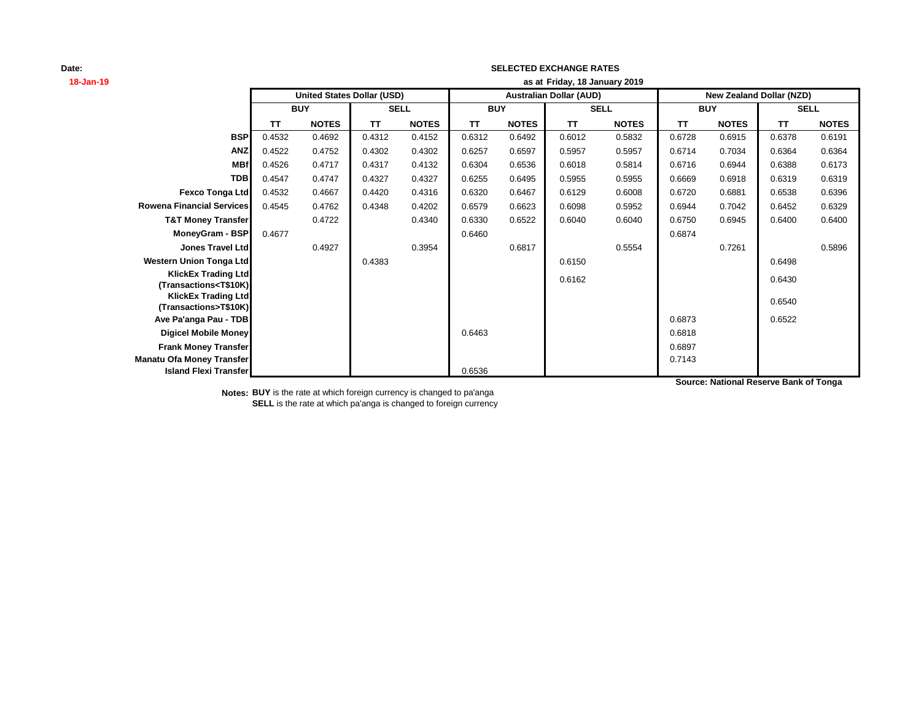Date:

18-Jan-19

**SELECTED EXCHANGE RATES**

**as at Friday, 18 January 2019**

| | United States Dollar (USD) | | | | Australian Dollar (AUD) | | | | New Zealand Dollar (NZD) | | | |
|---|---|---|---|---|---|---|---|---|---|---|---|---|
| | BUY | | SELL | | BUY | | SELL | | BUY | | SELL | |
| | TT | NOTES | TT | NOTES | TT | NOTES | TT | NOTES | TT | NOTES | TT | NOTES |
| **BSP** | 0.4532 | 0.4692 | 0.4312 | 0.4152 | 0.6312 | 0.6492 | 0.6012 | 0.5832 | 0.6728 | 0.6915 | 0.6378 | 0.6191 |
| **ANZ** | 0.4522 | 0.4752 | 0.4302 | 0.4302 | 0.6257 | 0.6597 | 0.5957 | 0.5957 | 0.6714 | 0.7034 | 0.6364 | 0.6364 |
| **MBf** | 0.4526 | 0.4717 | 0.4317 | 0.4132 | 0.6304 | 0.6536 | 0.6018 | 0.5814 | 0.6716 | 0.6944 | 0.6388 | 0.6173 |
| **TDB** | 0.4547 | 0.4747 | 0.4327 | 0.4327 | 0.6255 | 0.6495 | 0.5955 | 0.5955 | 0.6669 | 0.6918 | 0.6319 | 0.6319 |
| **Fexco Tonga Ltd** | 0.4532 | 0.4667 | 0.4420 | 0.4316 | 0.6320 | 0.6467 | 0.6129 | 0.6008 | 0.6720 | 0.6881 | 0.6538 | 0.6396 |
| **Rowena Financial Services** | 0.4545 | 0.4762 | 0.4348 | 0.4202 | 0.6579 | 0.6623 | 0.6098 | 0.5952 | 0.6944 | 0.7042 | 0.6452 | 0.6329 |
| **T&T Money Transfer** | | 0.4722 | | 0.4340 | 0.6330 | 0.6522 | 0.6040 | 0.6040 | 0.6750 | 0.6945 | 0.6400 | 0.6400 |
| **MoneyGram - BSP** | 0.4677 | | | | 0.6460 | | | | 0.6874 | | | |
| **Jones Travel Ltd** | | 0.4927 | | 0.3954 | | 0.6817 | | 0.5554 | | 0.7261 | | 0.5896 |
| **Western Union Tonga Ltd** | | | 0.4383 | | | | 0.6150 | | | | 0.6498 | |
| **KlickEx Trading Ltd (Transactions<T$10K)** | | | | | | | 0.6162 | | | | 0.6430 | |
| **KlickEx Trading Ltd (Transactions>T$10K)** | | | | | | | | | | | 0.6540 | |
| **Ave Pa'anga Pau - TDB** | | | | | | | | | 0.6873 | | 0.6522 | |
| **Digicel Mobile Money** | | | | | 0.6463 | | | | 0.6818 | | | |
| **Frank Money Transfer** | | | | | | | | | 0.6897 | | | |
| **Manatu Ofa Money Transfer** | | | | | | | | | 0.7143 | | | |
| **Island Flexi Transfer** | | | | | 0.6536 | | | | | | | |

**Source: National Reserve Bank of Tonga**

**Notes: BUY** is the rate at which foreign currency is changed to pa'anga
**SELL** is the rate at which pa'anga is changed to foreign currency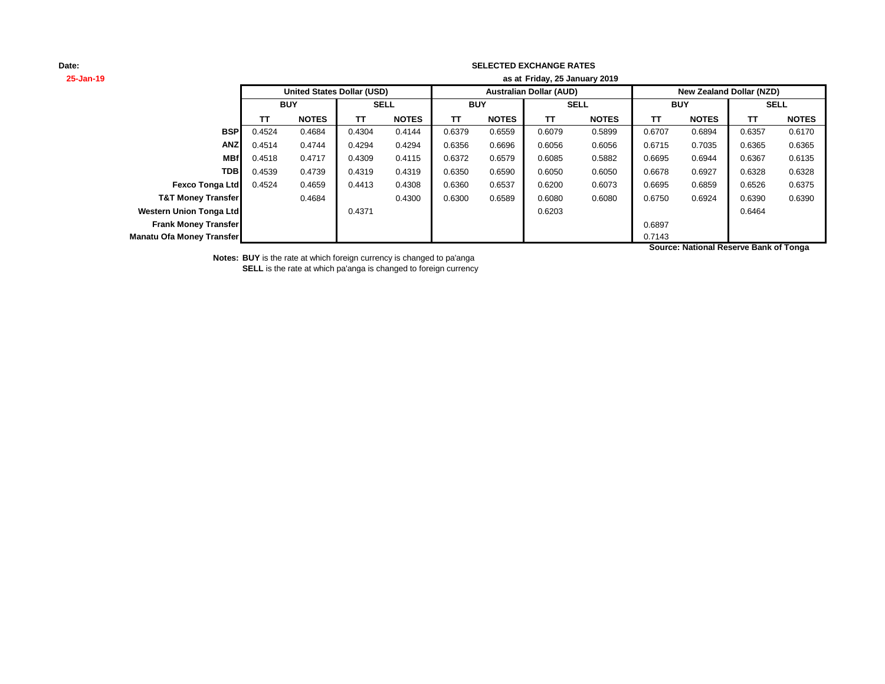**Date:**
**25-Jan-19**

## SELECTED EXCHANGE RATES

**as at Friday, 25 January 2019**

| | United States Dollar (USD) | | | | Australian Dollar (AUD) | | | | New Zealand Dollar (NZD) | | | |
|---|---|---|---|---|---|---|---|---|---|---|---|---|
| | BUY | | SELL | | BUY | | SELL | | BUY | | SELL | |
| | TT | NOTES | TT | NOTES | TT | NOTES | TT | NOTES | TT | NOTES | TT | NOTES |
| **BSP** | 0.4524 | 0.4684 | 0.4304 | 0.4144 | 0.6379 | 0.6559 | 0.6079 | 0.5899 | 0.6707 | 0.6894 | 0.6357 | 0.6170 |
| **ANZ** | 0.4514 | 0.4744 | 0.4294 | 0.4294 | 0.6356 | 0.6696 | 0.6056 | 0.6056 | 0.6715 | 0.7035 | 0.6365 | 0.6365 |
| **MBf** | 0.4518 | 0.4717 | 0.4309 | 0.4115 | 0.6372 | 0.6579 | 0.6085 | 0.5882 | 0.6695 | 0.6944 | 0.6367 | 0.6135 |
| **TDB** | 0.4539 | 0.4739 | 0.4319 | 0.4319 | 0.6350 | 0.6590 | 0.6050 | 0.6050 | 0.6678 | 0.6927 | 0.6328 | 0.6328 |
| **Fexco Tonga Ltd** | 0.4524 | 0.4659 | 0.4413 | 0.4308 | 0.6360 | 0.6537 | 0.6200 | 0.6073 | 0.6695 | 0.6859 | 0.6526 | 0.6375 |
| **T&T Money Transfer** | | 0.4684 | | 0.4300 | 0.6300 | 0.6589 | 0.6080 | 0.6080 | 0.6750 | 0.6924 | 0.6390 | 0.6390 |
| **Western Union Tonga Ltd** | | | 0.4371 | | | | 0.6203 | | | | 0.6464 | |
| **Frank Money Transfer** | | | | | | | | | 0.6897 | | | |
| **Manatu Ofa Money Transfer** | | | | | | | | | 0.7143 | | | |

**Source: National Reserve Bank of Tonga**

**Notes:** **BUY** is the rate at which foreign currency is changed to pa'anga
**SELL** is the rate at which pa'anga is changed to foreign currency